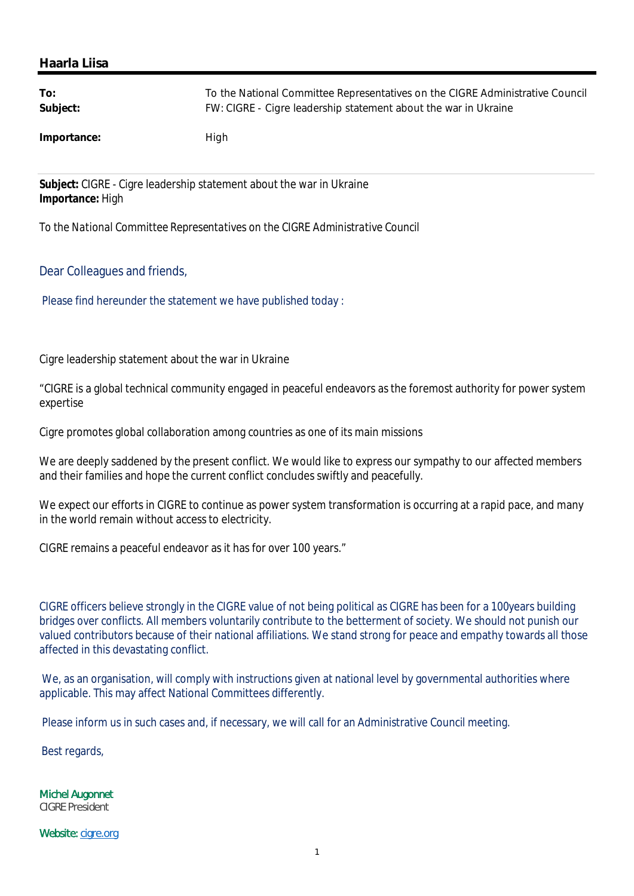**Haarla Liisa**

| | |
|---|---|
| **To:** | To the National Committee Representatives on the CIGRE Administrative Council |
| **Subject:** | FW: CIGRE - Cigre leadership statement about the war in Ukraine |
| **Importance:** | High |

**Subject:** CIGRE - Cigre leadership statement about the war in Ukraine
**Importance:** High

To the *National Committee Representatives on the CIGRE Administrative Council*

Dear Colleagues and friends,

Please find hereunder the statement we have published today :

Cigre leadership statement about the war in Ukraine

"CIGRE is a global technical community engaged in peaceful endeavors as the foremost authority for power system expertise

Cigre promotes global collaboration among countries as one of its main missions

We are deeply saddened by the present conflict. We would like to express our sympathy to our affected members and their families and hope the current conflict concludes swiftly and peacefully.

We expect our efforts in CIGRE to continue as power system transformation is occurring at a rapid pace, and many in the world remain without access to electricity.

CIGRE remains a peaceful endeavor as it has for over 100 years."

CIGRE officers believe strongly in the CIGRE value of not being political as CIGRE has been for a 100years building bridges over conflicts. All members voluntarily contribute to the betterment of society. We should not punish our valued contributors because of their national affiliations. We stand strong for peace and empathy towards all those affected in this devastating conflict.

We, as an organisation, will comply with instructions given at national level by governmental authorities where applicable. This may affect National Committees differently.

Please inform us in such cases and, if necessary, we will call for an Administrative Council meeting.

Best regards,

**Michel Augonnet**
CIGRE President

Website: cigre.org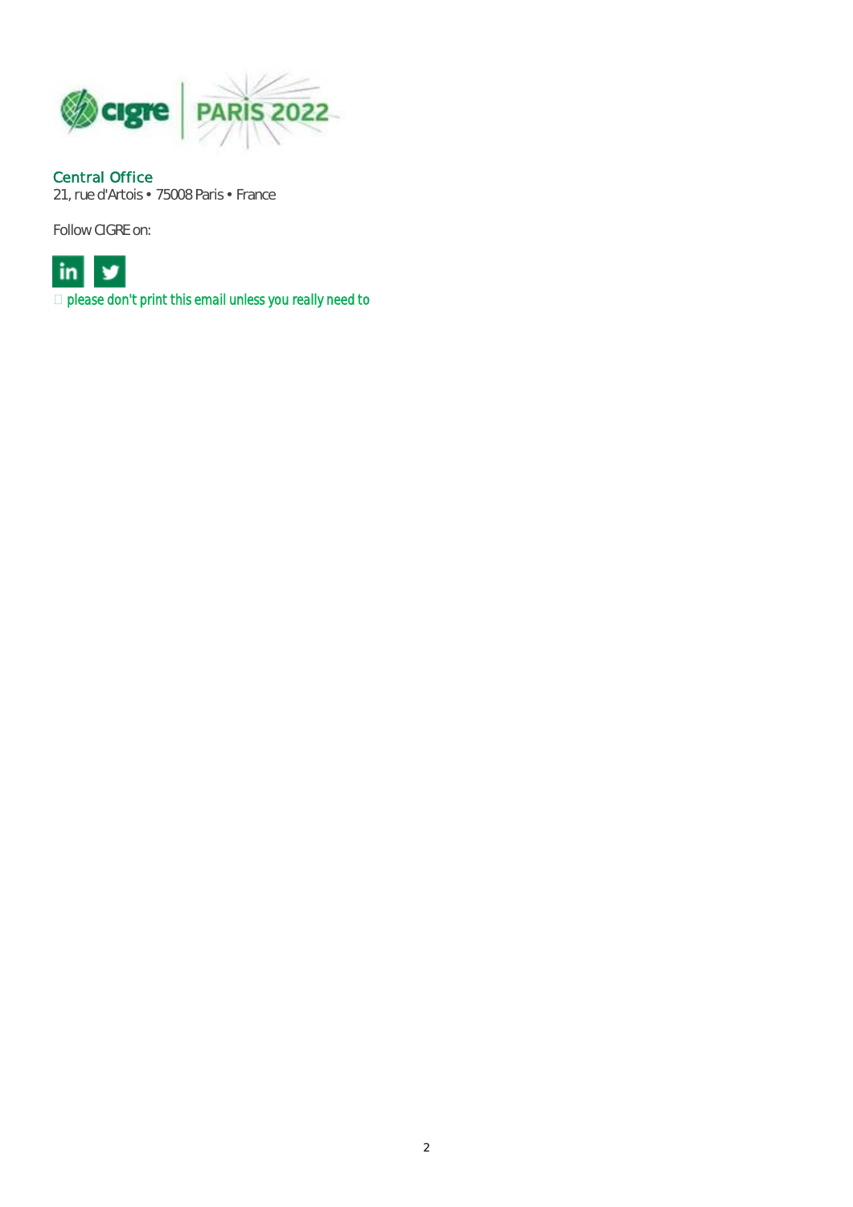Central Office
21, rue d'Artois • 75008 Paris • France

Follow CIGRE on:

please don't print this email unless you really need to